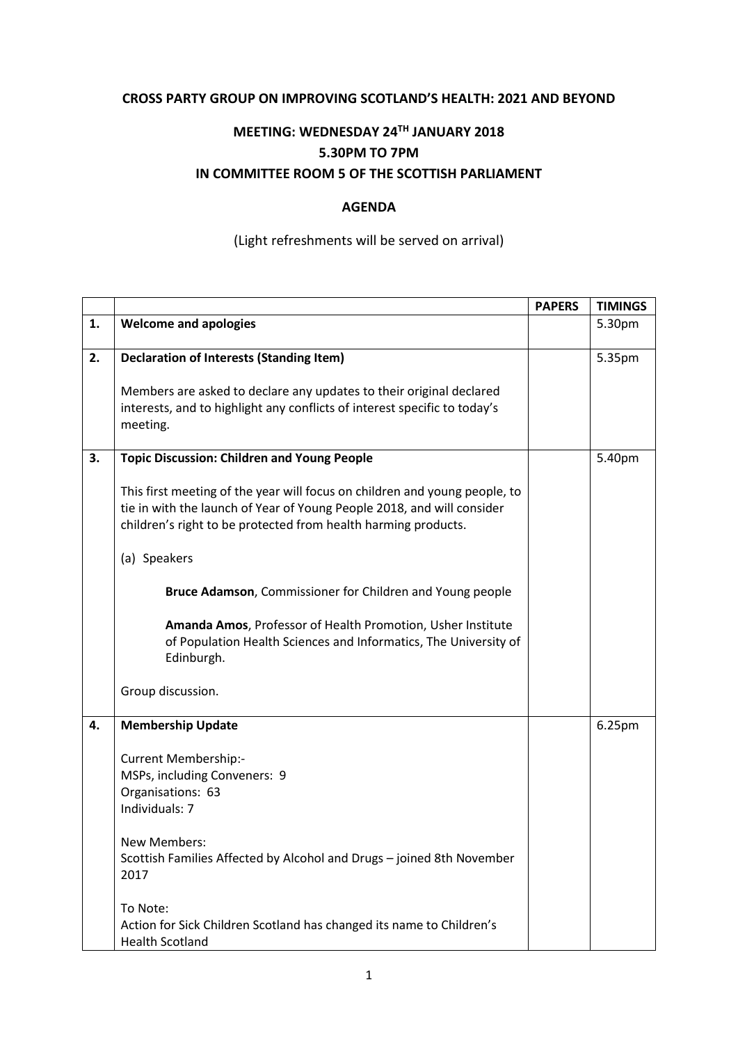**CROSS PARTY GROUP ON IMPROVING SCOTLAND'S HEALTH: 2021 AND BEYOND**

**MEETING: WEDNESDAY 24TH JANUARY 2018**
**5.30PM TO 7PM**
**IN COMMITTEE ROOM 5 OF THE SCOTTISH PARLIAMENT**

**AGENDA**

(Light refreshments will be served on arrival)

| | | PAPERS | TIMINGS |
|---|---|---|---|
| 1. | **Welcome and apologies** | | 5.30pm |
| 2. | **Declaration of Interests (Standing Item)**<br><br>Members are asked to declare any updates to their original declared interests, and to highlight any conflicts of interest specific to today's meeting. | | 5.35pm |
| 3. | **Topic Discussion: Children and Young People**<br><br>This first meeting of the year will focus on children and young people, to tie in with the launch of Year of Young People 2018, and will consider children's right to be protected from health harming products.<br><br>(a) Speakers<br><br>**Bruce Adamson**, Commissioner for Children and Young people<br><br>**Amanda Amos**, Professor of Health Promotion, Usher Institute of Population Health Sciences and Informatics, The University of Edinburgh.<br><br>Group discussion. | | 5.40pm |
| 4. | **Membership Update**<br><br>Current Membership:-<br>MSPs, including Conveners: 9<br>Organisations: 63<br>Individuals: 7<br><br>New Members:<br>Scottish Families Affected by Alcohol and Drugs – joined 8th November 2017<br><br>To Note:<br>Action for Sick Children Scotland has changed its name to Children's Health Scotland | | 6.25pm |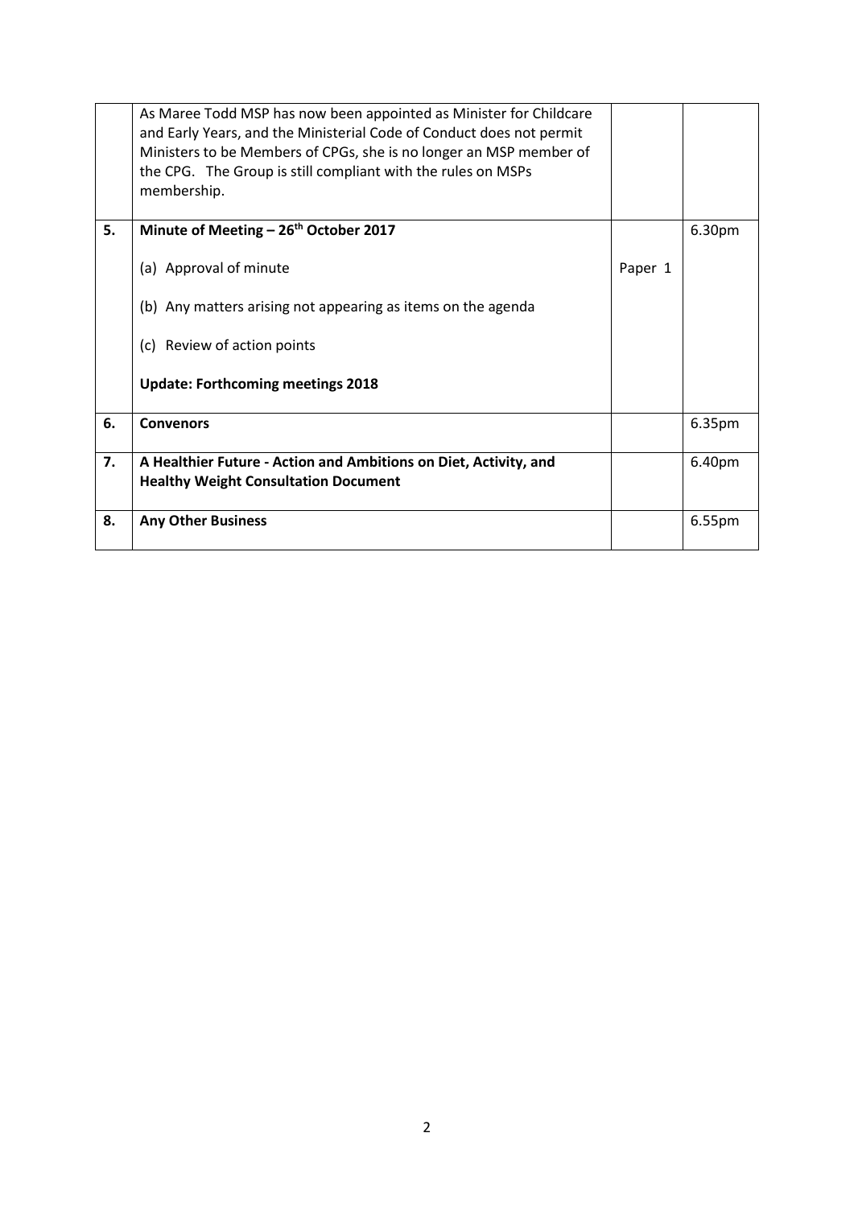| | | | |
|---|---|---|---|
| | As Maree Todd MSP has now been appointed as Minister for Childcare and Early Years, and the Ministerial Code of Conduct does not permit Ministers to be Members of CPGs, she is no longer an MSP member of the CPG. The Group is still compliant with the rules on MSPs membership. | | |
| **5.** | **Minute of Meeting – 26th October 2017**<br><br>(a) Approval of minute<br><br>(b) Any matters arising not appearing as items on the agenda<br><br>(c) Review of action points<br><br>**Update: Forthcoming meetings 2018** | Paper 1 | 6.30pm |
| **6.** | **Convenors** | | 6.35pm |
| **7.** | **A Healthier Future - Action and Ambitions on Diet, Activity, and Healthy Weight Consultation Document** | | 6.40pm |
| **8.** | **Any Other Business** | | 6.55pm |